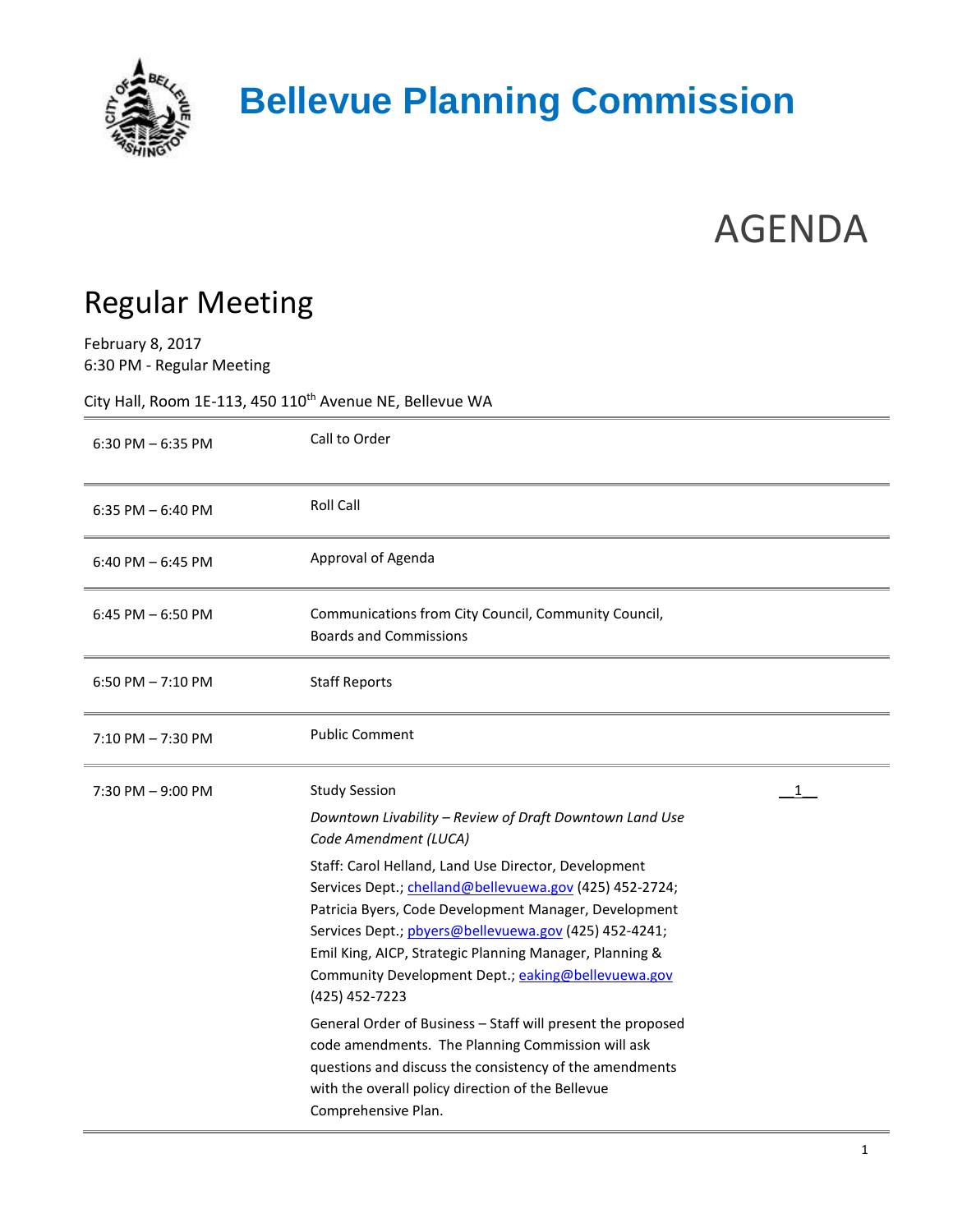# Bellevue Planning Commission

# AGENDA

## Regular Meeting

February 8, 2017
6:30 PM - Regular Meeting

City Hall, Room 1E-113, 450 110th Avenue NE, Bellevue WA

| Time | Item | Page |
|---|---|---|
| 6:30 PM – 6:35 PM | Call to Order | |
| 6:35 PM – 6:40 PM | Roll Call | |
| 6:40 PM – 6:45 PM | Approval of Agenda | |
| 6:45 PM – 6:50 PM | Communications from City Council, Community Council, Boards and Commissions | |
| 6:50 PM – 7:10 PM | Staff Reports | |
| 7:10 PM – 7:30 PM | Public Comment | |
| 7:30 PM – 9:00 PM | Study Session<br>*Downtown Livability – Review of Draft Downtown Land Use Code Amendment (LUCA)*<br>Staff: Carol Helland, Land Use Director, Development Services Dept.; chelland@bellevuewa.gov (425) 452-2724; Patricia Byers, Code Development Manager, Development Services Dept.; pbyers@bellevuewa.gov (425) 452-4241; Emil King, AICP, Strategic Planning Manager, Planning & Community Development Dept.; eaking@bellevuewa.gov (425) 452-7223<br>General Order of Business – Staff will present the proposed code amendments. The Planning Commission will ask questions and discuss the consistency of the amendments with the overall policy direction of the Bellevue Comprehensive Plan. | 1 |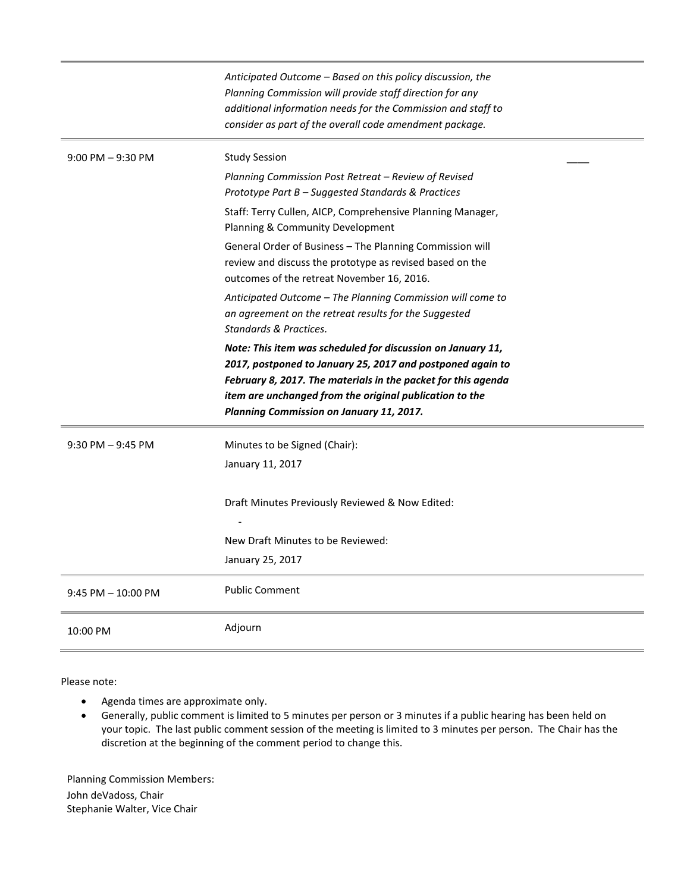| | | |
|---|---|---|
| | *Anticipated Outcome – Based on this policy discussion, the Planning Commission will provide staff direction for any additional information needs for the Commission and staff to consider as part of the overall code amendment package.* | |
| 9:00 PM – 9:30 PM | Study Session<br>*Planning Commission Post Retreat – Review of Revised Prototype Part B – Suggested Standards & Practices*<br>Staff: Terry Cullen, AICP, Comprehensive Planning Manager, Planning & Community Development<br>General Order of Business – The Planning Commission will review and discuss the prototype as revised based on the outcomes of the retreat November 16, 2016.<br>*Anticipated Outcome – The Planning Commission will come to an agreement on the retreat results for the Suggested Standards & Practices.*<br>***Note: This item was scheduled for discussion on January 11, 2017, postponed to January 25, 2017 and postponed again to February 8, 2017. The materials in the packet for this agenda item are unchanged from the original publication to the Planning Commission on January 11, 2017.*** | ____ |
| 9:30 PM – 9:45 PM | Minutes to be Signed (Chair):<br>January 11, 2017<br><br>Draft Minutes Previously Reviewed & Now Edited:<br>-<br>New Draft Minutes to be Reviewed:<br>January 25, 2017 | |
| 9:45 PM – 10:00 PM | Public Comment | |
| 10:00 PM | Adjourn | |

Please note:

- Agenda times are approximate only.
- Generally, public comment is limited to 5 minutes per person or 3 minutes if a public hearing has been held on your topic. The last public comment session of the meeting is limited to 3 minutes per person. The Chair has the discretion at the beginning of the comment period to change this.

Planning Commission Members:
John deVadoss, Chair
Stephanie Walter, Vice Chair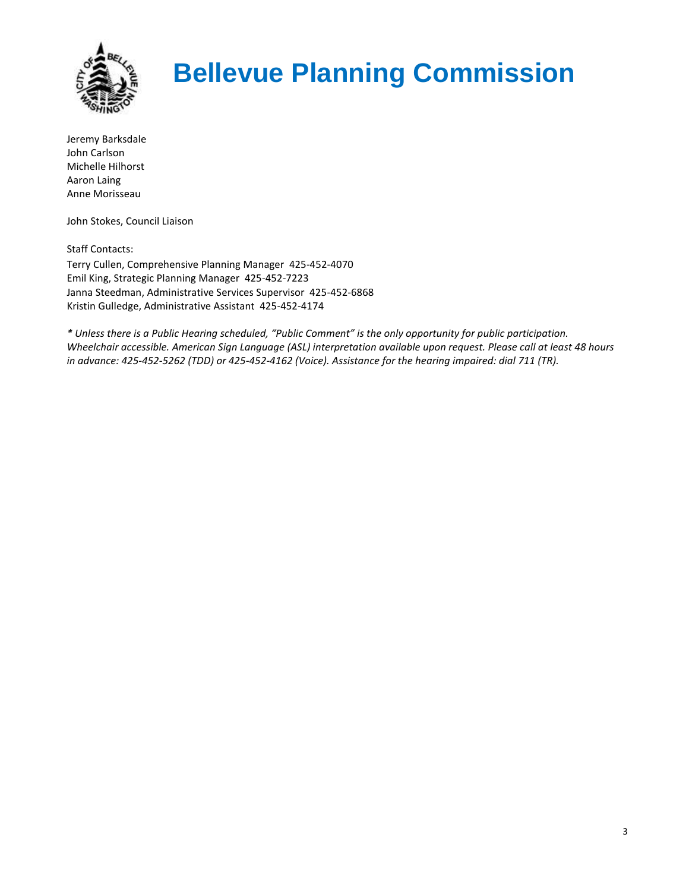# Bellevue Planning Commission

Jeremy Barksdale
John Carlson
Michelle Hilhorst
Aaron Laing
Anne Morisseau

John Stokes, Council Liaison

Staff Contacts:
Terry Cullen, Comprehensive Planning Manager 425-452-4070
Emil King, Strategic Planning Manager 425-452-7223
Janna Steedman, Administrative Services Supervisor 425-452-6868
Kristin Gulledge, Administrative Assistant 425-452-4174

*\* Unless there is a Public Hearing scheduled, "Public Comment" is the only opportunity for public participation. Wheelchair accessible. American Sign Language (ASL) interpretation available upon request. Please call at least 48 hours in advance: 425-452-5262 (TDD) or 425-452-4162 (Voice). Assistance for the hearing impaired: dial 711 (TR).*